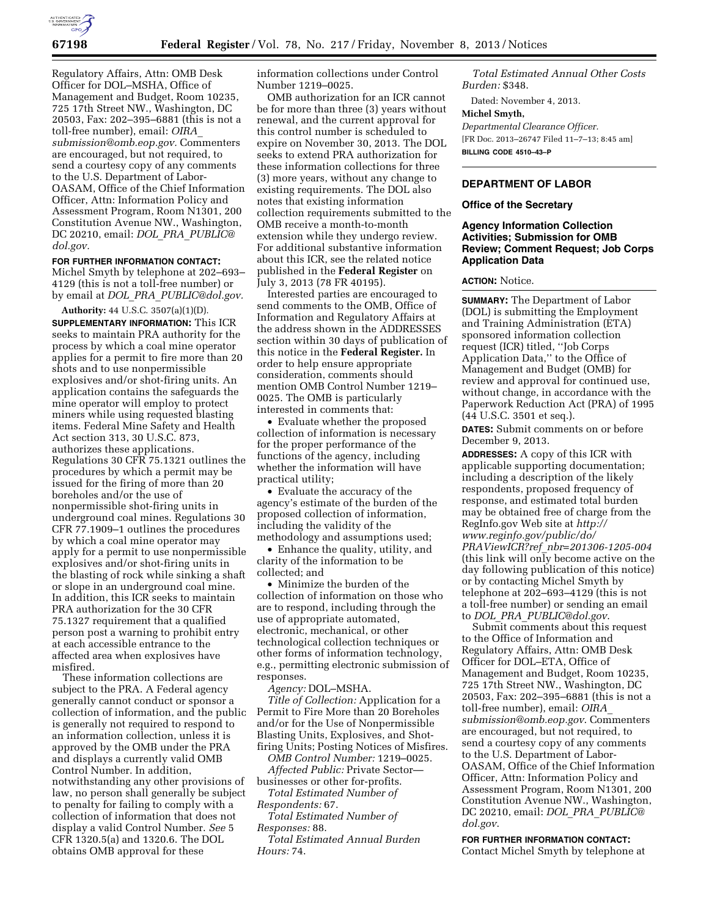Regulatory Affairs, Attn: OMB Desk Officer for DOL–MSHA, Office of Management and Budget, Room 10235, 725 17th Street NW., Washington, DC 20503, Fax: 202–395–6881 (this is not a toll-free number), email: *OIRA_submission@omb.eop.gov.* Commenters are encouraged, but not required, to send a courtesy copy of any comments to the U.S. Department of Labor-OASAM, Office of the Chief Information Officer, Attn: Information Policy and Assessment Program, Room N1301, 200 Constitution Avenue NW., Washington, DC 20210, email: *DOL_PRA_PUBLIC@dol.gov.*

**FOR FURTHER INFORMATION CONTACT:** Michel Smyth by telephone at 202–693–4129 (this is not a toll-free number) or by email at *DOL_PRA_PUBLIC@dol.gov.*

**Authority:** 44 U.S.C. 3507(a)(1)(D).

**SUPPLEMENTARY INFORMATION:** This ICR seeks to maintain PRA authority for the process by which a coal mine operator applies for a permit to fire more than 20 shots and to use nonpermissible explosives and/or shot-firing units. An application contains the safeguards the mine operator will employ to protect miners while using requested blasting items. Federal Mine Safety and Health Act section 313, 30 U.S.C. 873, authorizes these applications. Regulations 30 CFR 75.1321 outlines the procedures by which a permit may be issued for the firing of more than 20 boreholes and/or the use of nonpermissible shot-firing units in underground coal mines. Regulations 30 CFR 77.1909–1 outlines the procedures by which a coal mine operator may apply for a permit to use nonpermissible explosives and/or shot-firing units in the blasting of rock while sinking a shaft or slope in an underground coal mine. In addition, this ICR seeks to maintain PRA authorization for the 30 CFR 75.1327 requirement that a qualified person post a warning to prohibit entry at each accessible entrance to the affected area when explosives have misfired.

These information collections are subject to the PRA. A Federal agency generally cannot conduct or sponsor a collection of information, and the public is generally not required to respond to an information collection, unless it is approved by the OMB under the PRA and displays a currently valid OMB Control Number. In addition, notwithstanding any other provisions of law, no person shall generally be subject to penalty for failing to comply with a collection of information that does not display a valid Control Number. *See* 5 CFR 1320.5(a) and 1320.6. The DOL obtains OMB approval for these information collections under Control Number 1219–0025.

OMB authorization for an ICR cannot be for more than three (3) years without renewal, and the current approval for this control number is scheduled to expire on November 30, 2013. The DOL seeks to extend PRA authorization for these information collections for three (3) more years, without any change to existing requirements. The DOL also notes that existing information collection requirements submitted to the OMB receive a month-to-month extension while they undergo review. For additional substantive information about this ICR, see the related notice published in the **Federal Register** on July 3, 2013 (78 FR 40195).

Interested parties are encouraged to send comments to the OMB, Office of Information and Regulatory Affairs at the address shown in the ADDRESSES section within 30 days of publication of this notice in the **Federal Register.** In order to help ensure appropriate consideration, comments should mention OMB Control Number 1219–0025. The OMB is particularly interested in comments that:

- Evaluate whether the proposed collection of information is necessary for the proper performance of the functions of the agency, including whether the information will have practical utility;
- Evaluate the accuracy of the agency's estimate of the burden of the proposed collection of information, including the validity of the methodology and assumptions used;
- Enhance the quality, utility, and clarity of the information to be collected; and
- Minimize the burden of the collection of information on those who are to respond, including through the use of appropriate automated, electronic, mechanical, or other technological collection techniques or other forms of information technology, e.g., permitting electronic submission of responses.

*Agency:* DOL–MSHA.

*Title of Collection:* Application for a Permit to Fire More than 20 Boreholes and/or for the Use of Nonpermissible Blasting Units, Explosives, and Shot-firing Units; Posting Notices of Misfires.

*OMB Control Number:* 1219–0025.

*Affected Public:* Private Sector—businesses or other for-profits.

*Total Estimated Number of Respondents:* 67.

*Total Estimated Number of Responses:* 88.

*Total Estimated Annual Burden Hours:* 74.

*Total Estimated Annual Other Costs Burden:* $348.

Dated: November 4, 2013.

**Michel Smyth,**

*Departmental Clearance Officer.*

[FR Doc. 2013–26747 Filed 11–7–13; 8:45 am]

**BILLING CODE 4510–43–P**

---

## DEPARTMENT OF LABOR

### Office of the Secretary

### Agency Information Collection Activities; Submission for OMB Review; Comment Request; Job Corps Application Data

**ACTION:** Notice.

**SUMMARY:** The Department of Labor (DOL) is submitting the Employment and Training Administration (ETA) sponsored information collection request (ICR) titled, ''Job Corps Application Data,'' to the Office of Management and Budget (OMB) for review and approval for continued use, without change, in accordance with the Paperwork Reduction Act (PRA) of 1995 (44 U.S.C. 3501 et seq.).

**DATES:** Submit comments on or before December 9, 2013.

**ADDRESSES:** A copy of this ICR with applicable supporting documentation; including a description of the likely respondents, proposed frequency of response, and estimated total burden may be obtained free of charge from the RegInfo.gov Web site at *http://www.reginfo.gov/public/do/PRAViewICR?ref_nbr=201306-1205-004* (this link will only become active on the day following publication of this notice) or by contacting Michel Smyth by telephone at 202–693–4129 (this is not a toll-free number) or sending an email to *DOL_PRA_PUBLIC@dol.gov*.

Submit comments about this request to the Office of Information and Regulatory Affairs, Attn: OMB Desk Officer for DOL–ETA, Office of Management and Budget, Room 10235, 725 17th Street NW., Washington, DC 20503, Fax: 202–395–6881 (this is not a toll-free number), email: *OIRA_submission@omb.eop.gov*. Commenters are encouraged, but not required, to send a courtesy copy of any comments to the U.S. Department of Labor-OASAM, Office of the Chief Information Officer, Attn: Information Policy and Assessment Program, Room N1301, 200 Constitution Avenue NW., Washington, DC 20210, email: *DOL_PRA_PUBLIC@dol.gov*.

**FOR FURTHER INFORMATION CONTACT:** Contact Michel Smyth by telephone at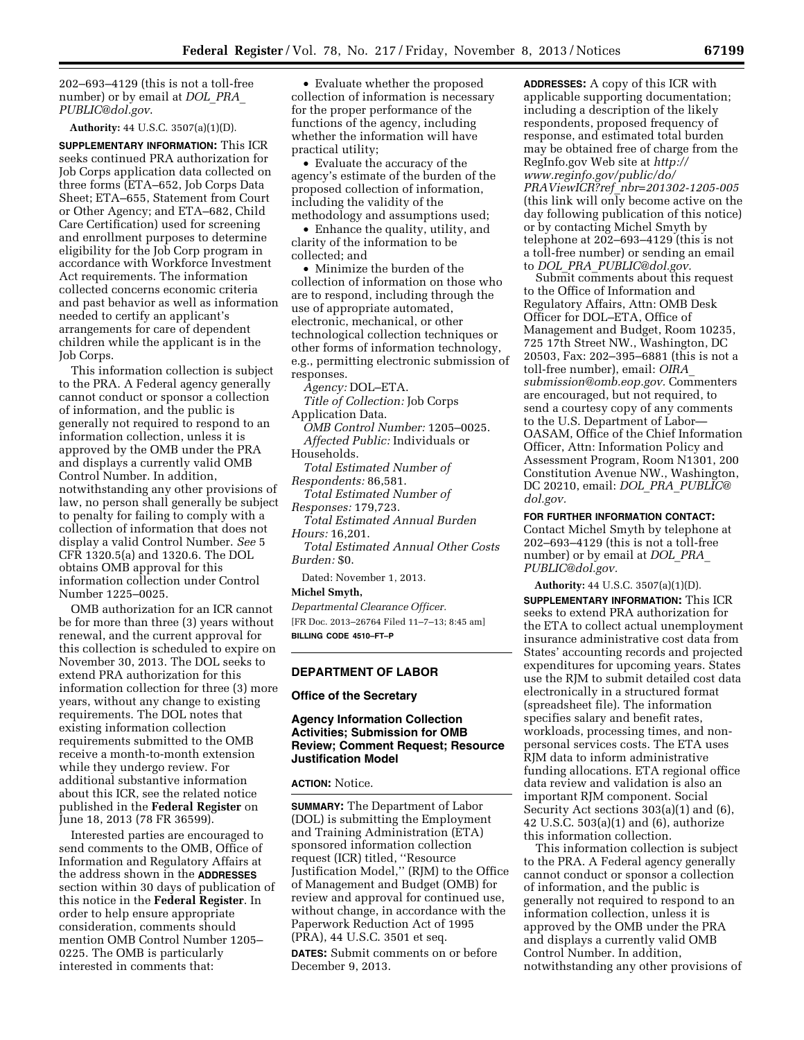202–693–4129 (this is not a toll-free number) or by email at *DOL_PRA_PUBLIC@dol.gov*.

**Authority:** 44 U.S.C. 3507(a)(1)(D).

**SUPPLEMENTARY INFORMATION:** This ICR seeks continued PRA authorization for Job Corps application data collected on three forms (ETA–652, Job Corps Data Sheet; ETA–655, Statement from Court or Other Agency; and ETA–682, Child Care Certification) used for screening and enrollment purposes to determine eligibility for the Job Corp program in accordance with Workforce Investment Act requirements. The information collected concerns economic criteria and past behavior as well as information needed to certify an applicant's arrangements for care of dependent children while the applicant is in the Job Corps.

This information collection is subject to the PRA. A Federal agency generally cannot conduct or sponsor a collection of information, and the public is generally not required to respond to an information collection, unless it is approved by the OMB under the PRA and displays a currently valid OMB Control Number. In addition, notwithstanding any other provisions of law, no person shall generally be subject to penalty for failing to comply with a collection of information that does not display a valid Control Number. *See* 5 CFR 1320.5(a) and 1320.6. The DOL obtains OMB approval for this information collection under Control Number 1225–0025.

OMB authorization for an ICR cannot be for more than three (3) years without renewal, and the current approval for this collection is scheduled to expire on November 30, 2013. The DOL seeks to extend PRA authorization for this information collection for three (3) more years, without any change to existing requirements. The DOL notes that existing information collection requirements submitted to the OMB receive a month-to-month extension while they undergo review. For additional substantive information about this ICR, see the related notice published in the **Federal Register** on June 18, 2013 (78 FR 36599).

Interested parties are encouraged to send comments to the OMB, Office of Information and Regulatory Affairs at the address shown in the **ADDRESSES** section within 30 days of publication of this notice in the **Federal Register**. In order to help ensure appropriate consideration, comments should mention OMB Control Number 1205–0225. The OMB is particularly interested in comments that:

- Evaluate whether the proposed collection of information is necessary for the proper performance of the functions of the agency, including whether the information will have practical utility;
- Evaluate the accuracy of the agency's estimate of the burden of the proposed collection of information, including the validity of the methodology and assumptions used;
- Enhance the quality, utility, and clarity of the information to be collected; and
- Minimize the burden of the collection of information on those who are to respond, including through the use of appropriate automated, electronic, mechanical, or other technological collection techniques or other forms of information technology, e.g., permitting electronic submission of responses.

*Agency:* DOL–ETA.

*Title of Collection:* Job Corps Application Data.

*OMB Control Number:* 1205–0025.

*Affected Public:* Individuals or Households.

*Total Estimated Number of Respondents:* 86,581.

*Total Estimated Number of Responses:* 179,723.

*Total Estimated Annual Burden Hours:* 16,201.

*Total Estimated Annual Other Costs Burden:* $0.

Dated: November 1, 2013.

**Michel Smyth,**

*Departmental Clearance Officer.*

[FR Doc. 2013–26764 Filed 11–7–13; 8:45 am]

**BILLING CODE 4510–FT–P**

## DEPARTMENT OF LABOR

### Office of the Secretary

### Agency Information Collection Activities; Submission for OMB Review; Comment Request; Resource Justification Model

**ACTION:** Notice.

**SUMMARY:** The Department of Labor (DOL) is submitting the Employment and Training Administration (ETA) sponsored information collection request (ICR) titled, ''Resource Justification Model,'' (RJM) to the Office of Management and Budget (OMB) for review and approval for continued use, without change, in accordance with the Paperwork Reduction Act of 1995 (PRA), 44 U.S.C. 3501 et seq.

**DATES:** Submit comments on or before December 9, 2013.

**ADDRESSES:** A copy of this ICR with applicable supporting documentation; including a description of the likely respondents, proposed frequency of response, and estimated total burden may be obtained free of charge from the RegInfo.gov Web site at *http://www.reginfo.gov/public/do/PRAViewICR?ref_nbr=201302-1205-005* (this link will only become active on the day following publication of this notice) or by contacting Michel Smyth by telephone at 202–693–4129 (this is not a toll-free number) or sending an email to *DOL_PRA_PUBLIC@dol.gov.*

Submit comments about this request to the Office of Information and Regulatory Affairs, Attn: OMB Desk Officer for DOL–ETA, Office of Management and Budget, Room 10235, 725 17th Street NW., Washington, DC 20503, Fax: 202–395–6881 (this is not a toll-free number), email: *OIRA_submission@omb.eop.gov.* Commenters are encouraged, but not required, to send a courtesy copy of any comments to the U.S. Department of Labor—OASAM, Office of the Chief Information Officer, Attn: Information Policy and Assessment Program, Room N1301, 200 Constitution Avenue NW., Washington, DC 20210, email: *DOL_PRA_PUBLIC@dol.gov.*

**FOR FURTHER INFORMATION CONTACT:** Contact Michel Smyth by telephone at 202–693–4129 (this is not a toll-free number) or by email at *DOL_PRA_PUBLIC@dol.gov.*

**Authority:** 44 U.S.C. 3507(a)(1)(D).

**SUPPLEMENTARY INFORMATION:** This ICR seeks to extend PRA authorization for the ETA to collect actual unemployment insurance administrative cost data from States' accounting records and projected expenditures for upcoming years. States use the RJM to submit detailed cost data electronically in a structured format (spreadsheet file). The information specifies salary and benefit rates, workloads, processing times, and non-personal services costs. The ETA uses RJM data to inform administrative funding allocations. ETA regional office data review and validation is also an important RJM component. Social Security Act sections 303(a)(1) and (6), 42 U.S.C. 503(a)(1) and (6), authorize this information collection.

This information collection is subject to the PRA. A Federal agency generally cannot conduct or sponsor a collection of information, and the public is generally not required to respond to an information collection, unless it is approved by the OMB under the PRA and displays a currently valid OMB Control Number. In addition, notwithstanding any other provisions of